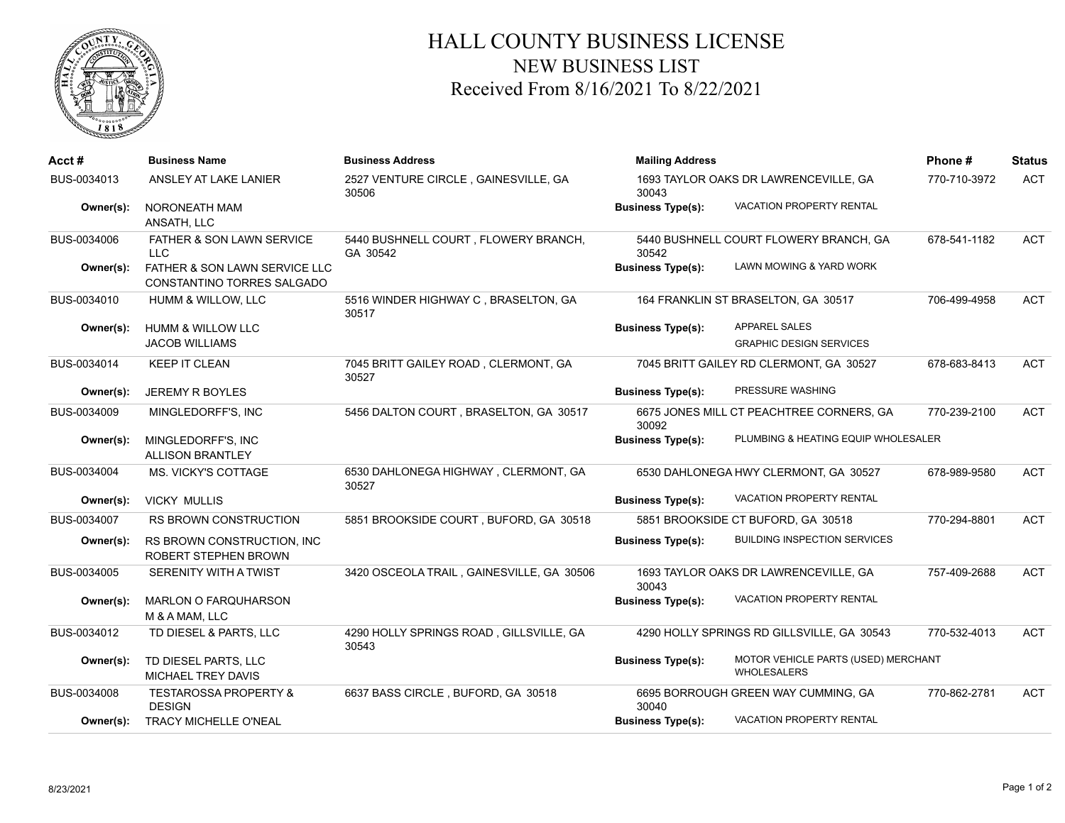# HALL COUNTY BUSINESS LICENSE
## NEW BUSINESS LIST
### Received From 8/16/2021 To 8/22/2021

| Acct # | Business Name | Business Address | Mailing Address | | Phone # | Status |
|---|---|---|---|---|---|---|
| BUS-0034013 | ANSLEY AT LAKE LANIER | 2527 VENTURE CIRCLE , GAINESVILLE, GA 30506 | 1693 TAYLOR OAKS DR LAWRENCEVILLE, GA 30043 | | 770-710-3972 | ACT |
| **Owner(s):** | NORONEATH MAM<br>ANSATH, LLC | | **Business Type(s):** | VACATION PROPERTY RENTAL | | |
| BUS-0034006 | FATHER & SON LAWN SERVICE LLC | 5440 BUSHNELL COURT , FLOWERY BRANCH, GA 30542 | 5440 BUSHNELL COURT FLOWERY BRANCH, GA 30542 | | 678-541-1182 | ACT |
| **Owner(s):** | FATHER & SON LAWN SERVICE LLC<br>CONSTANTINO TORRES SALGADO | | **Business Type(s):** | LAWN MOWING & YARD WORK | | |
| BUS-0034010 | HUMM & WILLOW, LLC | 5516 WINDER HIGHWAY C , BRASELTON, GA 30517 | 164 FRANKLIN ST BRASELTON, GA 30517 | | 706-499-4958 | ACT |
| **Owner(s):** | HUMM & WILLOW LLC<br>JACOB WILLIAMS | | **Business Type(s):** | APPAREL SALES<br>GRAPHIC DESIGN SERVICES | | |
| BUS-0034014 | KEEP IT CLEAN | 7045 BRITT GAILEY ROAD , CLERMONT, GA 30527 | 7045 BRITT GAILEY RD CLERMONT, GA 30527 | | 678-683-8413 | ACT |
| **Owner(s):** | JEREMY R BOYLES | | **Business Type(s):** | PRESSURE WASHING | | |
| BUS-0034009 | MINGLEDORFF'S, INC | 5456 DALTON COURT , BRASELTON, GA 30517 | 6675 JONES MILL CT PEACHTREE CORNERS, GA 30092 | | 770-239-2100 | ACT |
| **Owner(s):** | MINGLEDORFF'S, INC<br>ALLISON BRANTLEY | | **Business Type(s):** | PLUMBING & HEATING EQUIP WHOLESALER | | |
| BUS-0034004 | MS. VICKY'S COTTAGE | 6530 DAHLONEGA HIGHWAY , CLERMONT, GA 30527 | 6530 DAHLONEGA HWY CLERMONT, GA 30527 | | 678-989-9580 | ACT |
| **Owner(s):** | VICKY MULLIS | | **Business Type(s):** | VACATION PROPERTY RENTAL | | |
| BUS-0034007 | RS BROWN CONSTRUCTION | 5851 BROOKSIDE COURT , BUFORD, GA 30518 | 5851 BROOKSIDE CT BUFORD, GA 30518 | | 770-294-8801 | ACT |
| **Owner(s):** | RS BROWN CONSTRUCTION, INC<br>ROBERT STEPHEN BROWN | | **Business Type(s):** | BUILDING INSPECTION SERVICES | | |
| BUS-0034005 | SERENITY WITH A TWIST | 3420 OSCEOLA TRAIL , GAINESVILLE, GA 30506 | 1693 TAYLOR OAKS DR LAWRENCEVILLE, GA 30043 | | 757-409-2688 | ACT |
| **Owner(s):** | MARLON O FARQUHARSON<br>M & A MAM, LLC | | **Business Type(s):** | VACATION PROPERTY RENTAL | | |
| BUS-0034012 | TD DIESEL & PARTS, LLC | 4290 HOLLY SPRINGS ROAD , GILLSVILLE, GA 30543 | 4290 HOLLY SPRINGS RD GILLSVILLE, GA 30543 | | 770-532-4013 | ACT |
| **Owner(s):** | TD DIESEL PARTS, LLC<br>MICHAEL TREY DAVIS | | **Business Type(s):** | MOTOR VEHICLE PARTS (USED) MERCHANT WHOLESALERS | | |
| BUS-0034008 | TESTAROSSA PROPERTY & DESIGN | 6637 BASS CIRCLE , BUFORD, GA 30518 | 6695 BORROUGH GREEN WAY CUMMING, GA 30040 | | 770-862-2781 | ACT |
| **Owner(s):** | TRACY MICHELLE O'NEAL | | **Business Type(s):** | VACATION PROPERTY RENTAL | | |

8/23/2021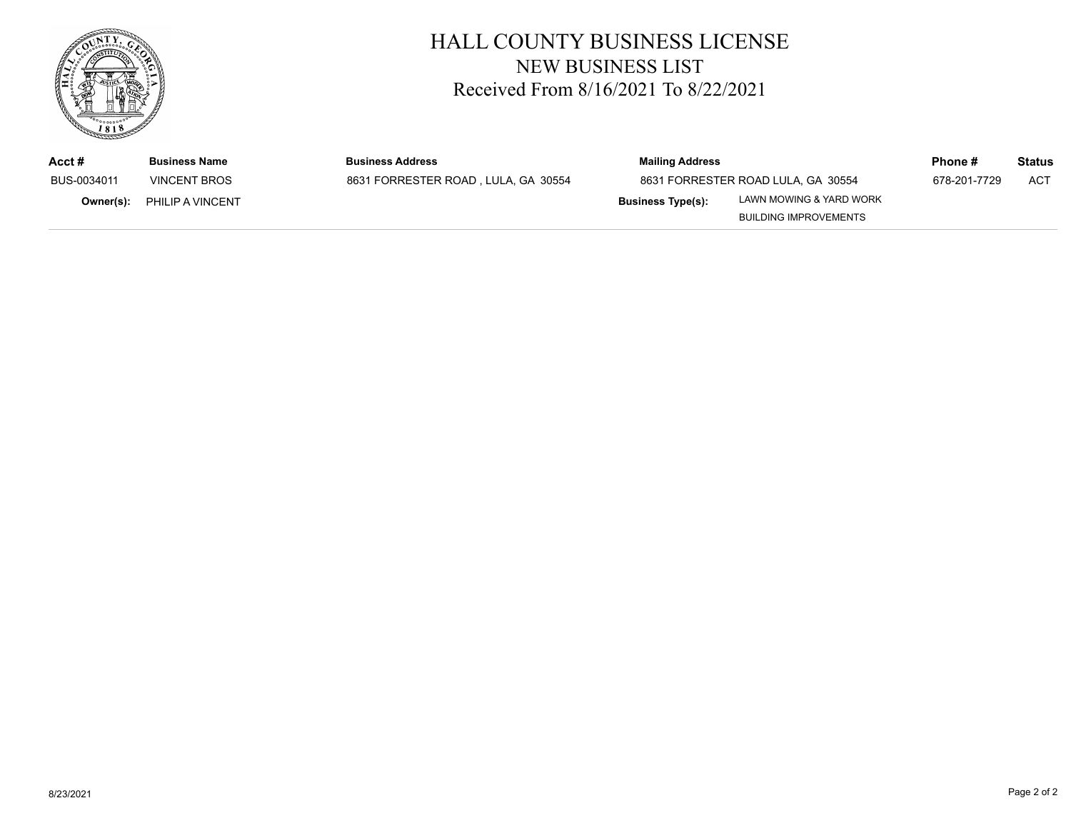# HALL COUNTY BUSINESS LICENSE

## NEW BUSINESS LIST

### Received From 8/16/2021 To 8/22/2021

| Acct # | Business Name | Business Address | Mailing Address | Phone # | Status |
|---|---|---|---|---|---|
| BUS-0034011 | VINCENT BROS | 8631 FORRESTER ROAD , LULA, GA 30554 | 8631 FORRESTER ROAD LULA, GA 30554 | 678-201-7729 | ACT |
| **Owner(s):** | PHILIP A VINCENT | | **Business Type(s):** LAWN MOWING & YARD WORK; BUILDING IMPROVEMENTS | | |

8/23/2021